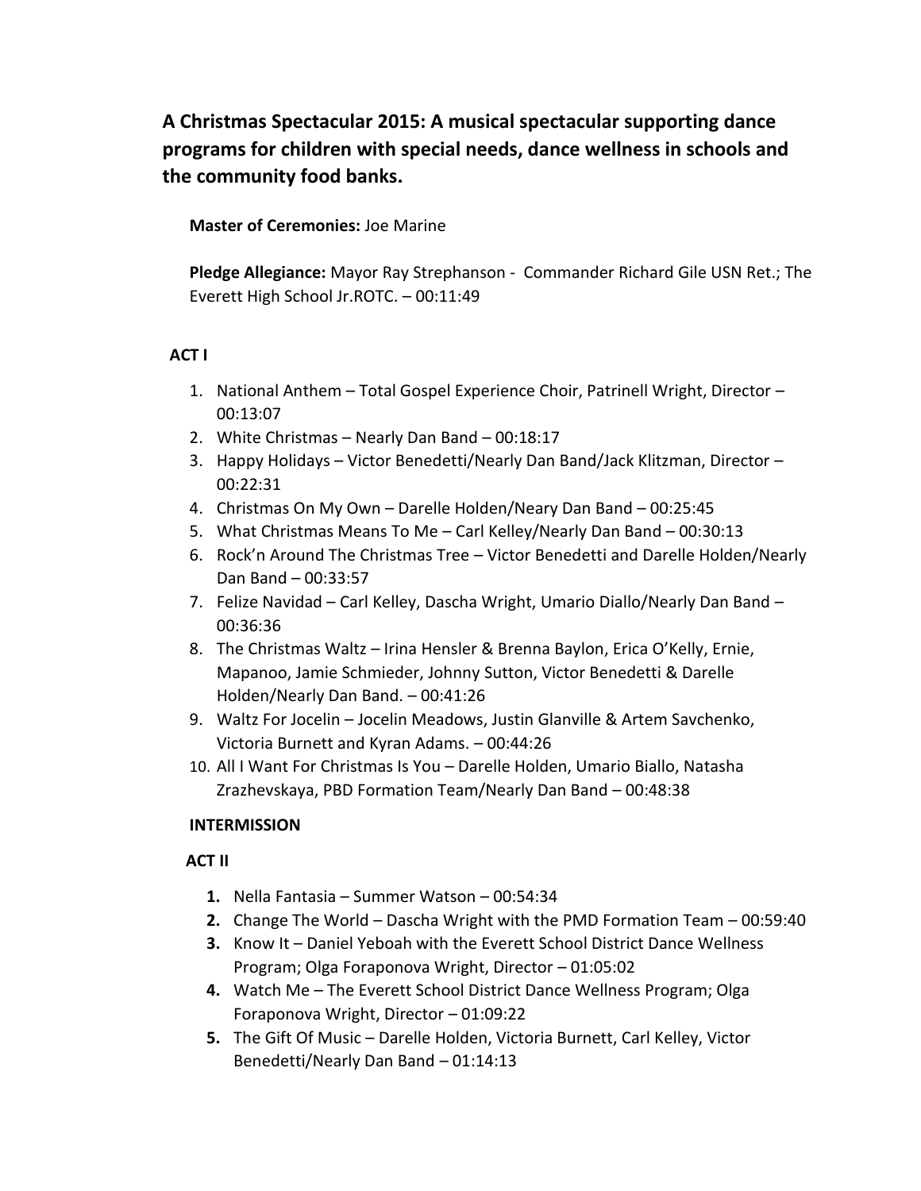**A Christmas Spectacular 2015: A musical spectacular supporting dance programs for children with special needs, dance wellness in schools and the community food banks.**

**Master of Ceremonies:** Joe Marine

**Pledge Allegiance:** Mayor Ray Strephanson - Commander Richard Gile USN Ret.; The Everett High School Jr.ROTC. – 00:11:49

**ACT I**

1. National Anthem – Total Gospel Experience Choir, Patrinell Wright, Director – 00:13:07
2. White Christmas – Nearly Dan Band – 00:18:17
3. Happy Holidays – Victor Benedetti/Nearly Dan Band/Jack Klitzman, Director – 00:22:31
4. Christmas On My Own – Darelle Holden/Neary Dan Band – 00:25:45
5. What Christmas Means To Me – Carl Kelley/Nearly Dan Band – 00:30:13
6. Rock'n Around The Christmas Tree – Victor Benedetti and Darelle Holden/Nearly Dan Band – 00:33:57
7. Felize Navidad – Carl Kelley, Dascha Wright, Umario Diallo/Nearly Dan Band – 00:36:36
8. The Christmas Waltz – Irina Hensler & Brenna Baylon, Erica O'Kelly, Ernie, Mapanoo, Jamie Schmieder, Johnny Sutton, Victor Benedetti & Darelle Holden/Nearly Dan Band. – 00:41:26
9. Waltz For Jocelin – Jocelin Meadows, Justin Glanville & Artem Savchenko, Victoria Burnett and Kyran Adams. – 00:44:26
10. All I Want For Christmas Is You – Darelle Holden, Umario Biallo, Natasha Zrazhevskaya, PBD Formation Team/Nearly Dan Band – 00:48:38

**INTERMISSION**

**ACT II**

1. Nella Fantasia – Summer Watson – 00:54:34
2. Change The World – Dascha Wright with the PMD Formation Team – 00:59:40
3. Know It – Daniel Yeboah with the Everett School District Dance Wellness Program; Olga Foraponova Wright, Director – 01:05:02
4. Watch Me – The Everett School District Dance Wellness Program; Olga Foraponova Wright, Director – 01:09:22
5. The Gift Of Music – Darelle Holden, Victoria Burnett, Carl Kelley, Victor Benedetti/Nearly Dan Band – 01:14:13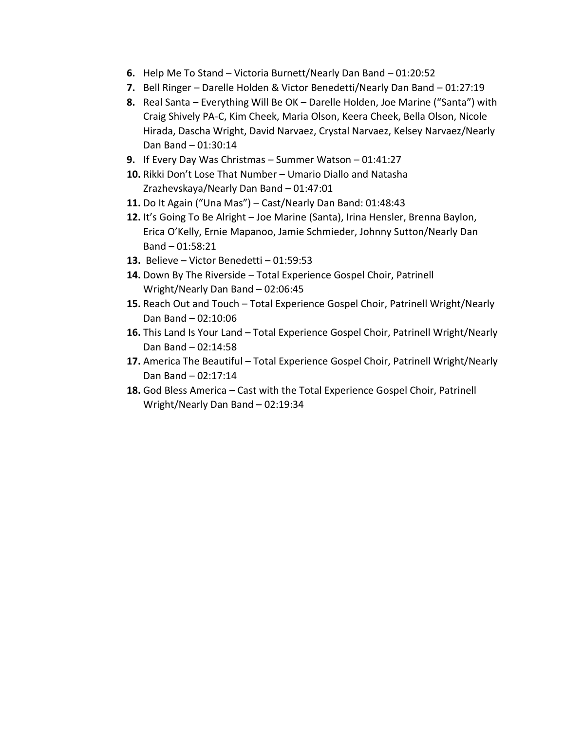6. Help Me To Stand – Victoria Burnett/Nearly Dan Band – 01:20:52
7. Bell Ringer – Darelle Holden & Victor Benedetti/Nearly Dan Band – 01:27:19
8. Real Santa – Everything Will Be OK – Darelle Holden, Joe Marine ("Santa") with Craig Shively PA-C, Kim Cheek, Maria Olson, Keera Cheek, Bella Olson, Nicole Hirada, Dascha Wright, David Narvaez, Crystal Narvaez, Kelsey Narvaez/Nearly Dan Band – 01:30:14
9. If Every Day Was Christmas – Summer Watson – 01:41:27
10. Rikki Don't Lose That Number – Umario Diallo and Natasha Zrazhevskaya/Nearly Dan Band – 01:47:01
11. Do It Again ("Una Mas") – Cast/Nearly Dan Band: 01:48:43
12. It's Going To Be Alright – Joe Marine (Santa), Irina Hensler, Brenna Baylon, Erica O'Kelly, Ernie Mapanoo, Jamie Schmieder, Johnny Sutton/Nearly Dan Band – 01:58:21
13. Believe – Victor Benedetti – 01:59:53
14. Down By The Riverside – Total Experience Gospel Choir, Patrinell Wright/Nearly Dan Band – 02:06:45
15. Reach Out and Touch – Total Experience Gospel Choir, Patrinell Wright/Nearly Dan Band – 02:10:06
16. This Land Is Your Land – Total Experience Gospel Choir, Patrinell Wright/Nearly Dan Band – 02:14:58
17. America The Beautiful – Total Experience Gospel Choir, Patrinell Wright/Nearly Dan Band – 02:17:14
18. God Bless America – Cast with the Total Experience Gospel Choir, Patrinell Wright/Nearly Dan Band – 02:19:34